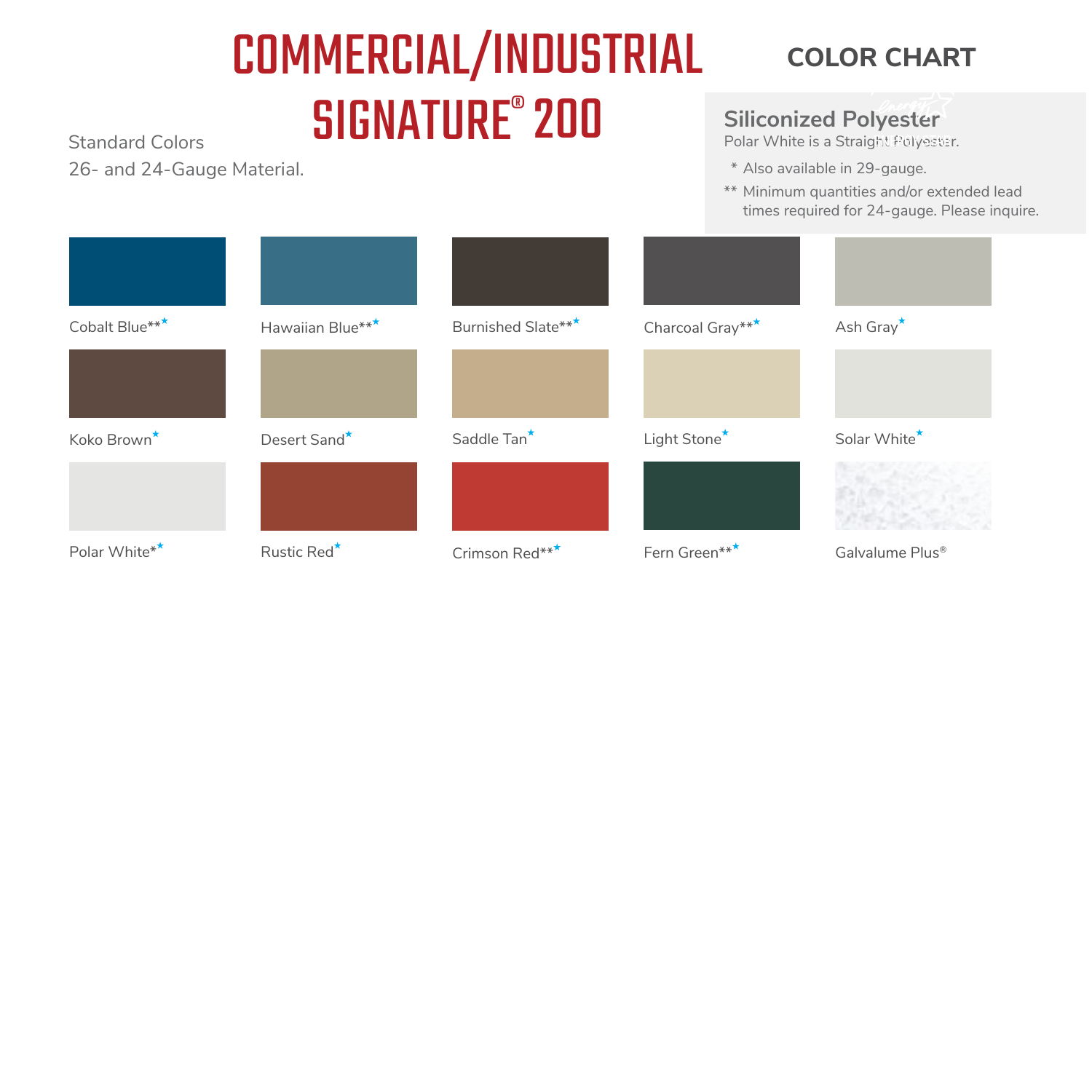# COMMERCIAL/INDUSTRIAL SIGNATURE® 200

## COLOR CHART

Standard Colors
26- and 24-Gauge Material.

### Siliconized Polyester

Polar White is a Straight Polyester.

\* Also available in 29-gauge.

** Minimum quantities and/or extended lead times required for 24-gauge. Please inquire.

| | | | | |
|---|---|---|---|---|
| Cobalt Blue**★ | Hawaiian Blue**★ | Burnished Slate**★ | Charcoal Gray**★ | Ash Gray★ |
| Koko Brown★ | Desert Sand★ | Saddle Tan★ | Light Stone★ | Solar White★ |
| Polar White*★ | Rustic Red★ | Crimson Red**★ | Fern Green**★ | Galvalume Plus® |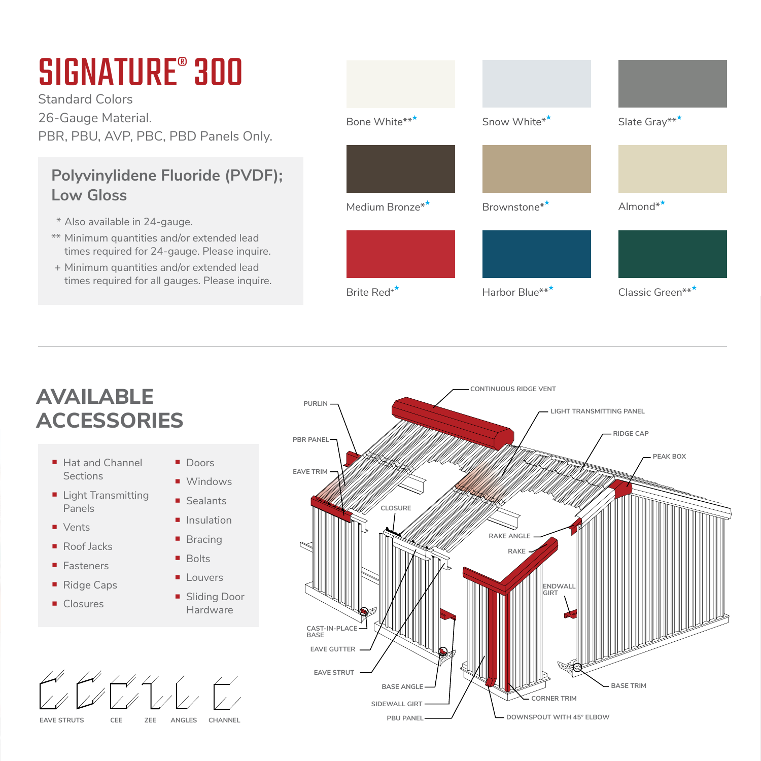# SIGNATURE® 300

Standard Colors
26-Gauge Material.
PBR, PBU, AVP, PBC, PBD Panels Only.

## Polyvinylidene Fluoride (PVDF); Low Gloss

\* Also available in 24-gauge.

\*\* Minimum quantities and/or extended lead times required for 24-gauge. Please inquire.

\+ Minimum quantities and/or extended lead times required for all gauges. Please inquire.

Bone White**★

Snow White*★

Slate Gray**★

Medium Bronze*★

Brownstone*★

Almond*★

Brite Red+★

Harbor Blue**★

Classic Green**★

# AVAILABLE ACCESSORIES

- Hat and Channel Sections
- Light Transmitting Panels
- Vents
- Roof Jacks
- Fasteners
- Ridge Caps
- Closures
- Doors
- Windows
- Sealants
- Insulation
- Bracing
- Bolts
- Louvers
- Sliding Door Hardware

EAVE STRUTS | CEE | ZEE | ANGLES | CHANNEL

CONTINUOUS RIDGE VENT
PURLIN
LIGHT TRANSMITTING PANEL
PBR PANEL
RIDGE CAP
EAVE TRIM
PEAK BOX
CLOSURE
RAKE ANGLE
RAKE
ENDWALL GIRT
CAST-IN-PLACE BASE
EAVE GUTTER
EAVE STRUT
BASE TRIM
BASE ANGLE
CORNER TRIM
SIDEWALL GIRT
PBU PANEL
DOWNSPOUT WITH 45° ELBOW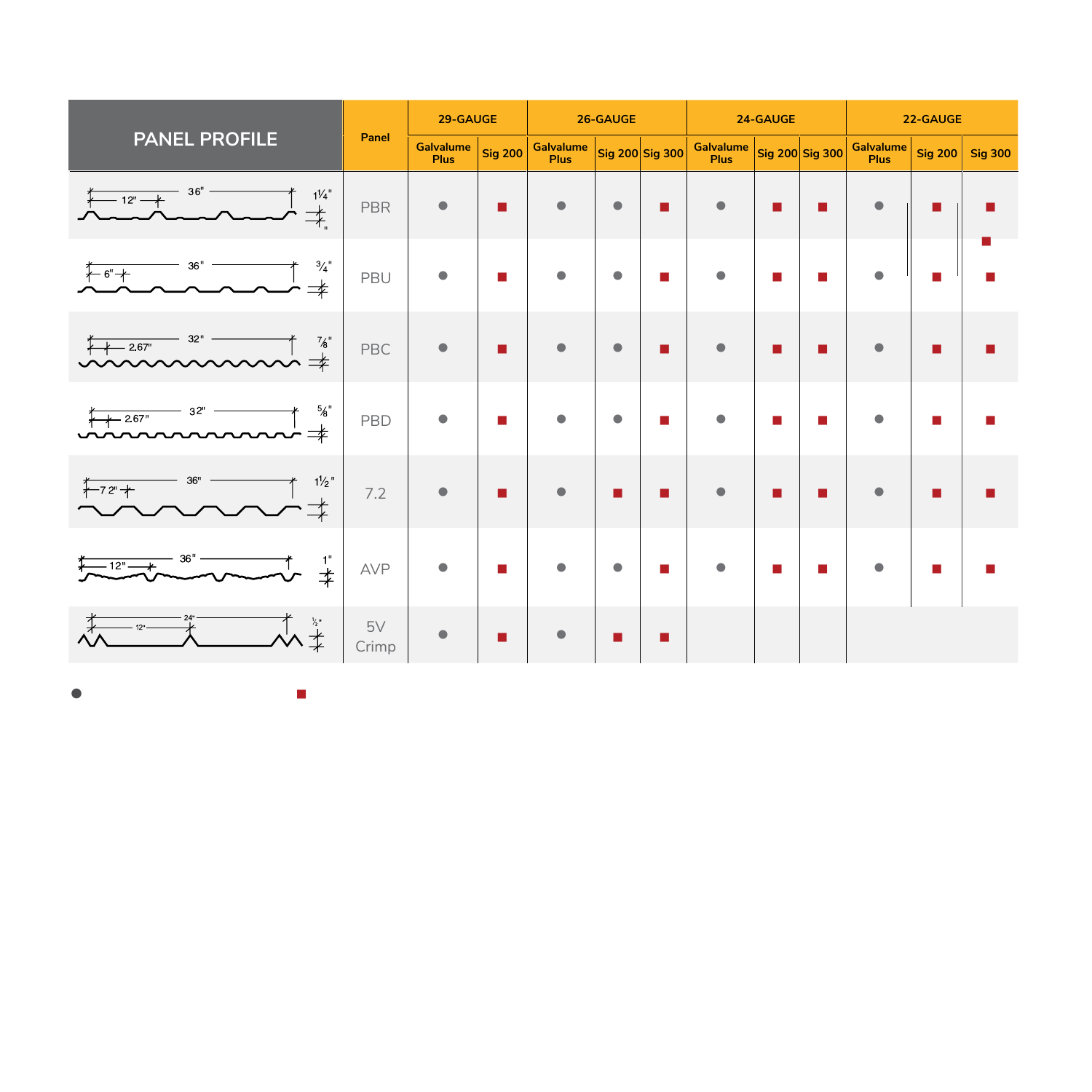| PANEL PROFILE | Panel | 29-GAUGE | | 26-GAUGE | | | 24-GAUGE | | | 22-GAUGE | | |
|---|---|---|---|---|---|---|---|---|---|---|---|---|
| | | Galvalume Plus | Sig 200 | Galvalume Plus | Sig 200 | Sig 300 | Galvalume Plus | Sig 200 | Sig 300 | Galvalume Plus | Sig 200 | Sig 300 |
| 12" / 36" / 1¼" | PBR | ● | ■ | ● | ● | ■ | ● | ■ | ■ | ● | ■ | ■ |
| 6" / 36" / ¾" | PBU | ● | ■ | ● | ● | ■ | ● | ■ | ■ | ● | ■ | ■ |
| 2.67" / 32" / ⅞" | PBC | ● | ■ | ● | ● | ■ | ● | ■ | ■ | ● | ■ | ■ |
| 2.67" / 32" / ⅝" | PBD | ● | ■ | ● | ● | ■ | ● | ■ | ■ | ● | ■ | ■ |
| 7.2" / 36" / 1½" | 7.2 | ● | ■ | ● | ■ | ■ | ● | ■ | ■ | ● | ■ | ■ |
| 12" / 36" / 1" | AVP | ● | ■ | ● | ● | ■ | ● | ■ | ■ | ● | ■ | ■ |
| 12" / 24" / ½" | 5V Crimp | ● | ■ | ● | ■ | ■ | | | | | | |

● ■